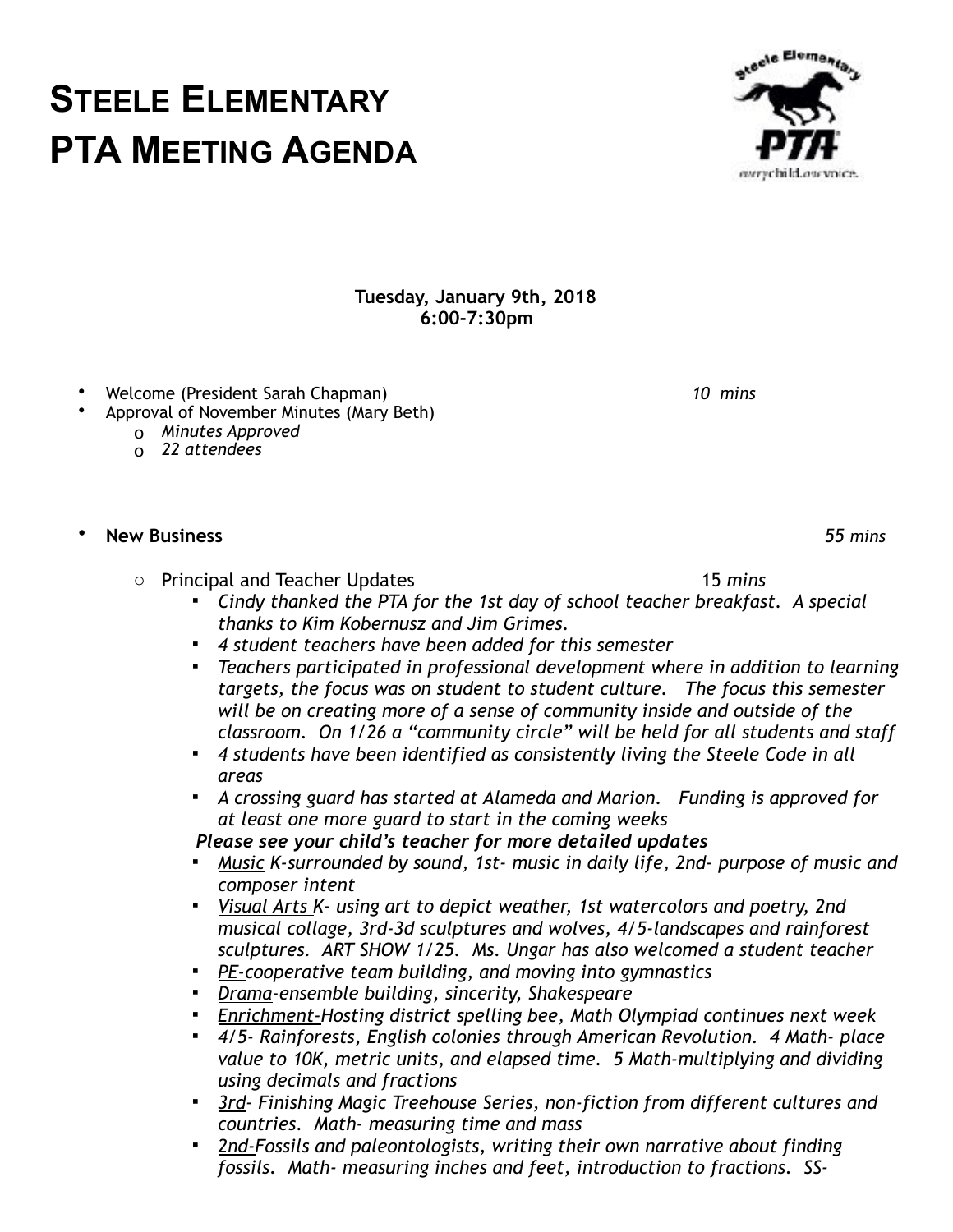# Steele Elementary PTA Meeting Agenda

**Tuesday, January 9th, 2018**
**6:00-7:30pm**

- Welcome (President Sarah Chapman) *10 mins*
- Approval of November Minutes (Mary Beth)
  - *Minutes Approved*
  - *22 attendees*

- **New Business** *55 mins*
  - Principal and Teacher Updates 15 *mins*
    - *Cindy thanked the PTA for the 1st day of school teacher breakfast. A special thanks to Kim Kobernusz and Jim Grimes.*
    - *4 student teachers have been added for this semester*
    - *Teachers participated in professional development where in addition to learning targets, the focus was on student to student culture. The focus this semester will be on creating more of a sense of community inside and outside of the classroom. On 1/26 a "community circle" will be held for all students and staff*
    - *4 students have been identified as consistently living the Steele Code in all areas*
    - *A crossing guard has started at Alameda and Marion. Funding is approved for at least one more guard to start in the coming weeks*

    ***Please see your child's teacher for more detailed updates***
    - *Music K-surrounded by sound, 1st- music in daily life, 2nd- purpose of music and composer intent*
    - *Visual Arts K- using art to depict weather, 1st watercolors and poetry, 2nd musical collage, 3rd-3d sculptures and wolves, 4/5-landscapes and rainforest sculptures. ART SHOW 1/25. Ms. Ungar has also welcomed a student teacher*
    - *PE-cooperative team building, and moving into gymnastics*
    - *Drama-ensemble building, sincerity, Shakespeare*
    - *Enrichment-Hosting district spelling bee, Math Olympiad continues next week*
    - *4/5- Rainforests, English colonies through American Revolution. 4 Math- place value to 10K, metric units, and elapsed time. 5 Math-multiplying and dividing using decimals and fractions*
    - *3rd- Finishing Magic Treehouse Series, non-fiction from different cultures and countries. Math- measuring time and mass*
    - *2nd-Fossils and paleontologists, writing their own narrative about finding fossils. Math- measuring inches and feet, introduction to fractions. SS-*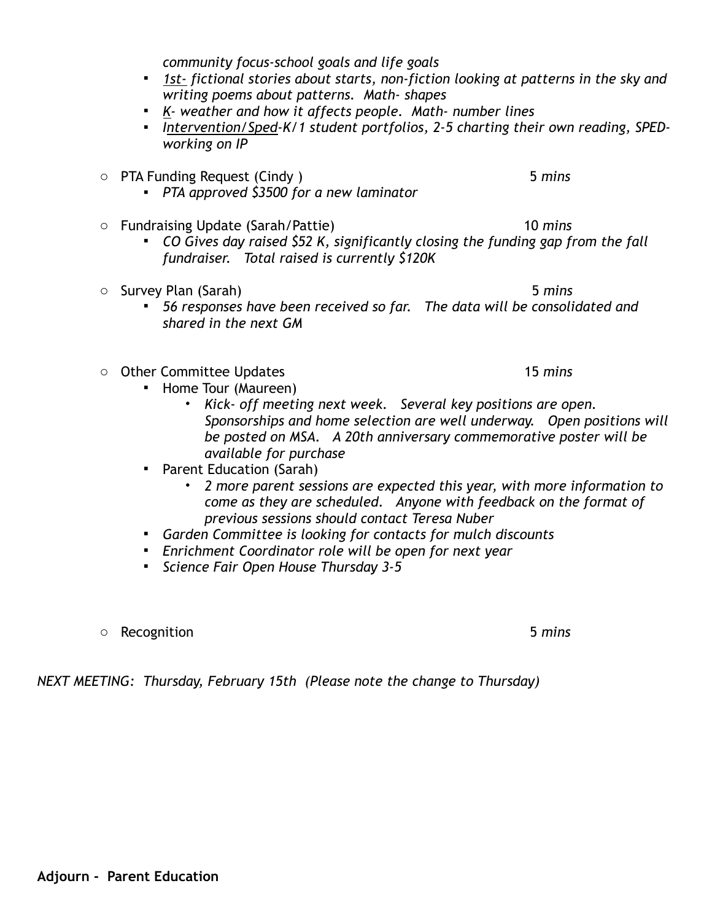*community focus-school goals and life goals*

  - *1st- fictional stories about starts, non-fiction looking at patterns in the sky and writing poems about patterns. Math- shapes*
  - *K- weather and how it affects people. Math- number lines*
  - *Intervention/Sped-K/1 student portfolios, 2-5 charting their own reading, SPED- working on IP*

- PTA Funding Request (Cindy ) 5 *mins*
  - *PTA approved $3500 for a new laminator*

- Fundraising Update (Sarah/Pattie) 10 *mins*
  - *CO Gives day raised $52 K, significantly closing the funding gap from the fall fundraiser. Total raised is currently $120K*

- Survey Plan (Sarah) 5 *mins*
  - *56 responses have been received so far. The data will be consolidated and shared in the next GM*

- Other Committee Updates 15 *mins*
  - Home Tour (Maureen)
    - *Kick- off meeting next week. Several key positions are open. Sponsorships and home selection are well underway. Open positions will be posted on MSA. A 20th anniversary commemorative poster will be available for purchase*
  - Parent Education (Sarah)
    - *2 more parent sessions are expected this year, with more information to come as they are scheduled. Anyone with feedback on the format of previous sessions should contact Teresa Nuber*
  - *Garden Committee is looking for contacts for mulch discounts*
  - *Enrichment Coordinator role will be open for next year*
  - *Science Fair Open House Thursday 3-5*

- Recognition 5 *mins*

*NEXT MEETING: Thursday, February 15th (Please note the change to Thursday)*

**Adjourn - Parent Education**